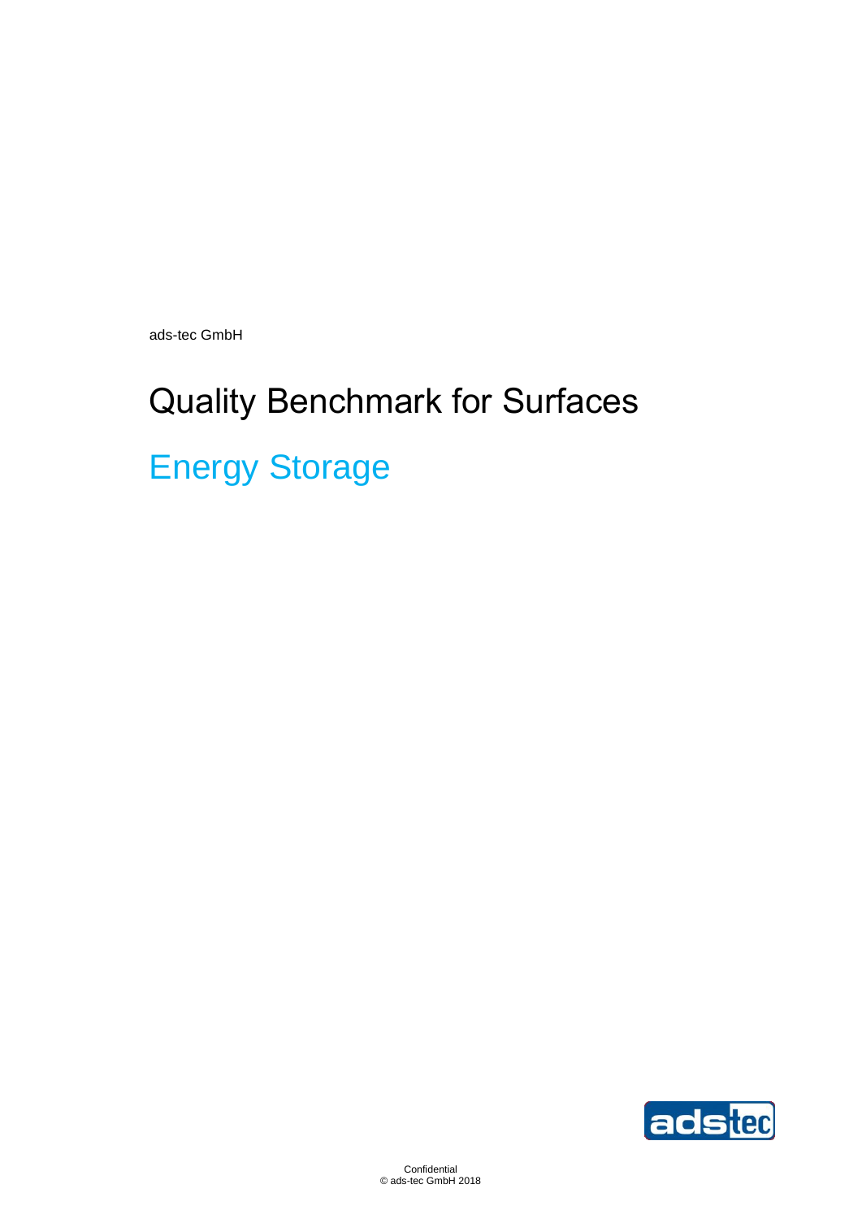ads-tec GmbH

# Quality Benchmark for Surfaces

## Energy Storage

Confidential
© ads-tec GmbH 2018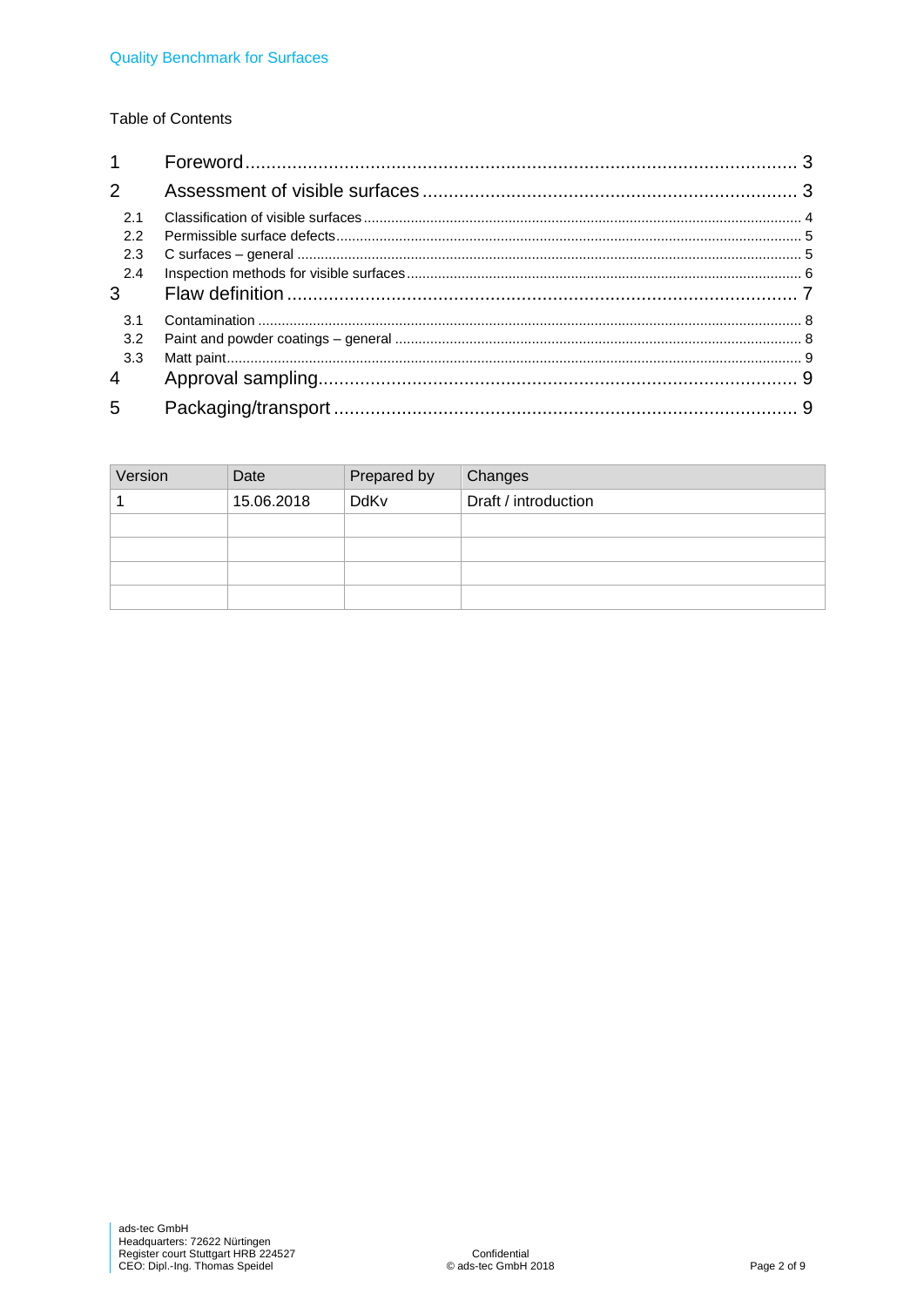Table of Contents

1 Foreword ... 3

2 Assessment of visible surfaces ... 3

- 2.1 Classification of visible surfaces ... 4
- 2.2 Permissible surface defects ... 5
- 2.3 C surfaces – general ... 5
- 2.4 Inspection methods for visible surfaces ... 6

3 Flaw definition ... 7

- 3.1 Contamination ... 8
- 3.2 Paint and powder coatings – general ... 8
- 3.3 Matt paint ... 9

4 Approval sampling ... 9

5 Packaging/transport ... 9

| Version | Date | Prepared by | Changes |
|---|---|---|---|
| 1 | 15.06.2018 | DdKv | Draft / introduction |
| | | | |
| | | | |
| | | | |
| | | | |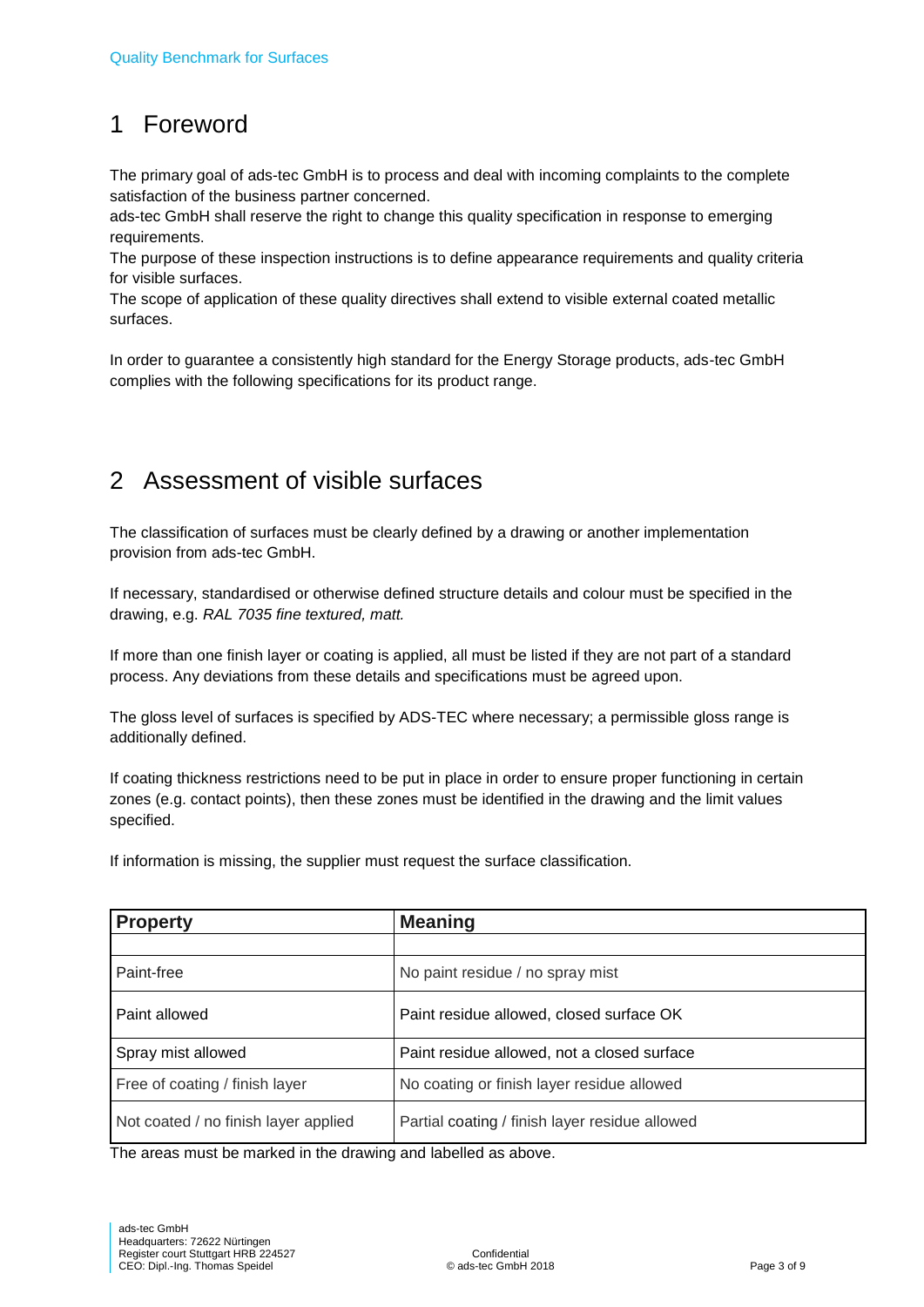# 1 Foreword

The primary goal of ads-tec GmbH is to process and deal with incoming complaints to the complete satisfaction of the business partner concerned.
ads-tec GmbH shall reserve the right to change this quality specification in response to emerging requirements.
The purpose of these inspection instructions is to define appearance requirements and quality criteria for visible surfaces.
The scope of application of these quality directives shall extend to visible external coated metallic surfaces.

In order to guarantee a consistently high standard for the Energy Storage products, ads-tec GmbH complies with the following specifications for its product range.

# 2 Assessment of visible surfaces

The classification of surfaces must be clearly defined by a drawing or another implementation provision from ads-tec GmbH.

If necessary, standardised or otherwise defined structure details and colour must be specified in the drawing, e.g. *RAL 7035 fine textured, matt.*

If more than one finish layer or coating is applied, all must be listed if they are not part of a standard process. Any deviations from these details and specifications must be agreed upon.

The gloss level of surfaces is specified by ADS-TEC where necessary; a permissible gloss range is additionally defined.

If coating thickness restrictions need to be put in place in order to ensure proper functioning in certain zones (e.g. contact points), then these zones must be identified in the drawing and the limit values specified.

If information is missing, the supplier must request the surface classification.

| **Property** | **Meaning** |
|---|---|
| | |
| Paint-free | No paint residue / no spray mist |
| Paint allowed | Paint residue allowed, closed surface OK |
| Spray mist allowed | Paint residue allowed, not a closed surface |
| Free of coating / finish layer | No coating or finish layer residue allowed |
| Not coated / no finish layer applied | Partial coating / finish layer residue allowed |

The areas must be marked in the drawing and labelled as above.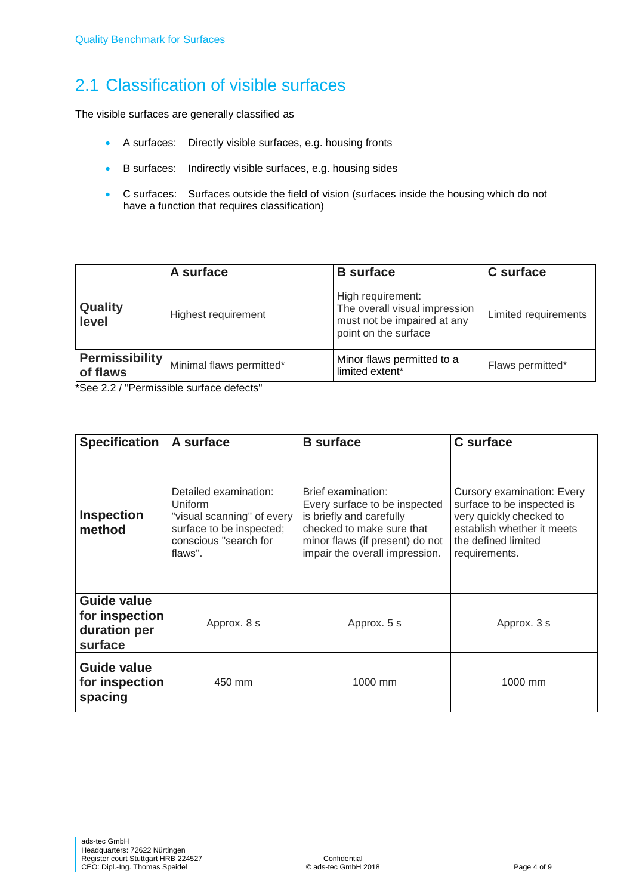## 2.1 Classification of visible surfaces

The visible surfaces are generally classified as

- A surfaces: Directly visible surfaces, e.g. housing fronts
- B surfaces: Indirectly visible surfaces, e.g. housing sides
- C surfaces: Surfaces outside the field of vision (surfaces inside the housing which do not have a function that requires classification)

| | A surface | B surface | C surface |
|---|---|---|---|
| **Quality level** | Highest requirement | High requirement: The overall visual impression must not be impaired at any point on the surface | Limited requirements |
| **Permissibility of flaws** | Minimal flaws permitted* | Minor flaws permitted to a limited extent* | Flaws permitted* |

*See 2.2 / "Permissible surface defects"

| Specification | A surface | B surface | C surface |
|---|---|---|---|
| **Inspection method** | Detailed examination: Uniform "visual scanning" of every surface to be inspected; conscious "search for flaws". | Brief examination: Every surface to be inspected is briefly and carefully checked to make sure that minor flaws (if present) do not impair the overall impression. | Cursory examination: Every surface to be inspected is very quickly checked to establish whether it meets the defined limited requirements. |
| **Guide value for inspection duration per surface** | Approx. 8 s | Approx. 5 s | Approx. 3 s |
| **Guide value for inspection spacing** | 450 mm | 1000 mm | 1000 mm |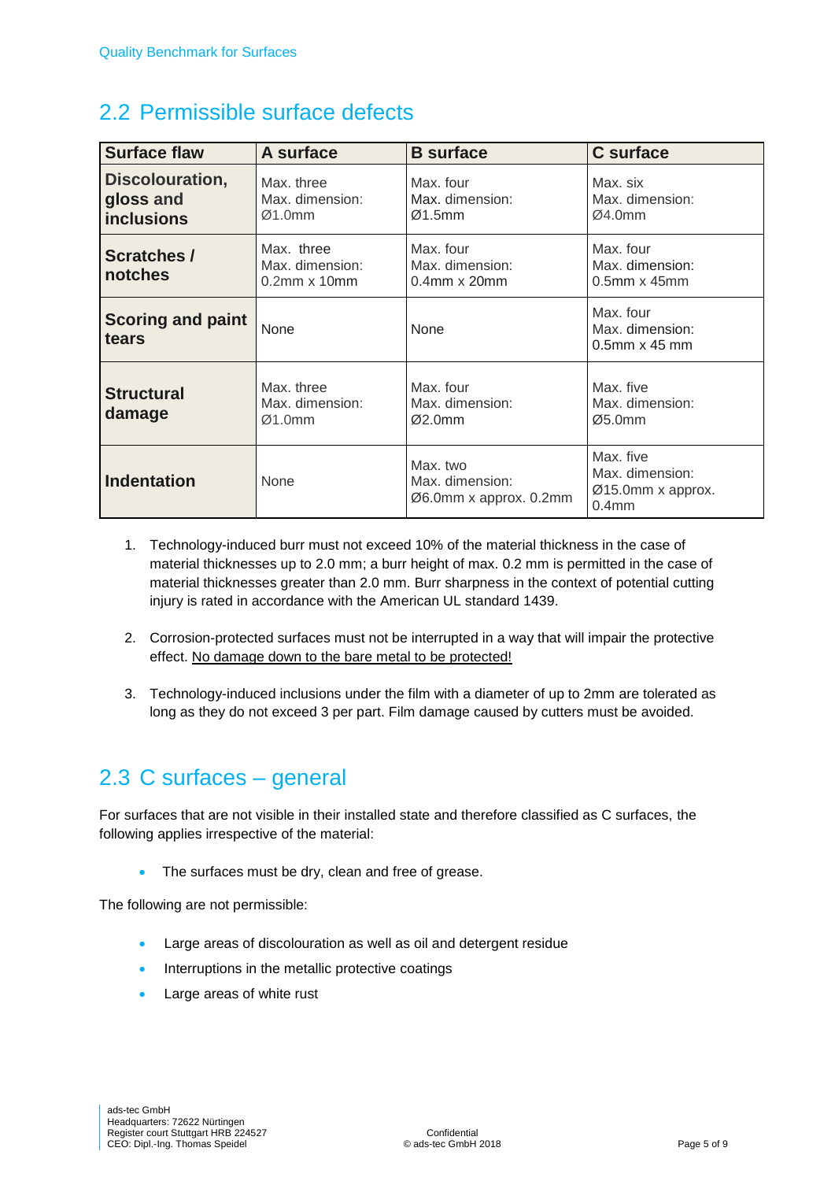## 2.2 Permissible surface defects

| Surface flaw | A surface | B surface | C surface |
|---|---|---|---|
| **Discolouration, gloss and inclusions** | Max. three<br>Max. dimension:<br>Ø1.0mm | Max. four<br>Max. dimension:<br>Ø1.5mm | Max. six<br>Max. dimension:<br>Ø4.0mm |
| **Scratches / notches** | Max. three<br>Max. dimension:<br>0.2mm x 10mm | Max. four<br>Max. dimension:<br>0.4mm x 20mm | Max. four<br>Max. dimension:<br>0.5mm x 45mm |
| **Scoring and paint tears** | None | None | Max. four<br>Max. dimension:<br>0.5mm x 45 mm |
| **Structural damage** | Max. three<br>Max. dimension:<br>Ø1.0mm | Max. four<br>Max. dimension:<br>Ø2.0mm | Max. five<br>Max. dimension:<br>Ø5.0mm |
| **Indentation** | None | Max. two<br>Max. dimension:<br>Ø6.0mm x approx. 0.2mm | Max. five<br>Max. dimension:<br>Ø15.0mm x approx. 0.4mm |

1. Technology-induced burr must not exceed 10% of the material thickness in the case of material thicknesses up to 2.0 mm; a burr height of max. 0.2 mm is permitted in the case of material thicknesses greater than 2.0 mm. Burr sharpness in the context of potential cutting injury is rated in accordance with the American UL standard 1439.

2. Corrosion-protected surfaces must not be interrupted in a way that will impair the protective effect. <u>No damage down to the bare metal to be protected!</u>

3. Technology-induced inclusions under the film with a diameter of up to 2mm are tolerated as long as they do not exceed 3 per part. Film damage caused by cutters must be avoided.

## 2.3 C surfaces – general

For surfaces that are not visible in their installed state and therefore classified as C surfaces, the following applies irrespective of the material:

- The surfaces must be dry, clean and free of grease.

The following are not permissible:

- Large areas of discolouration as well as oil and detergent residue
- Interruptions in the metallic protective coatings
- Large areas of white rust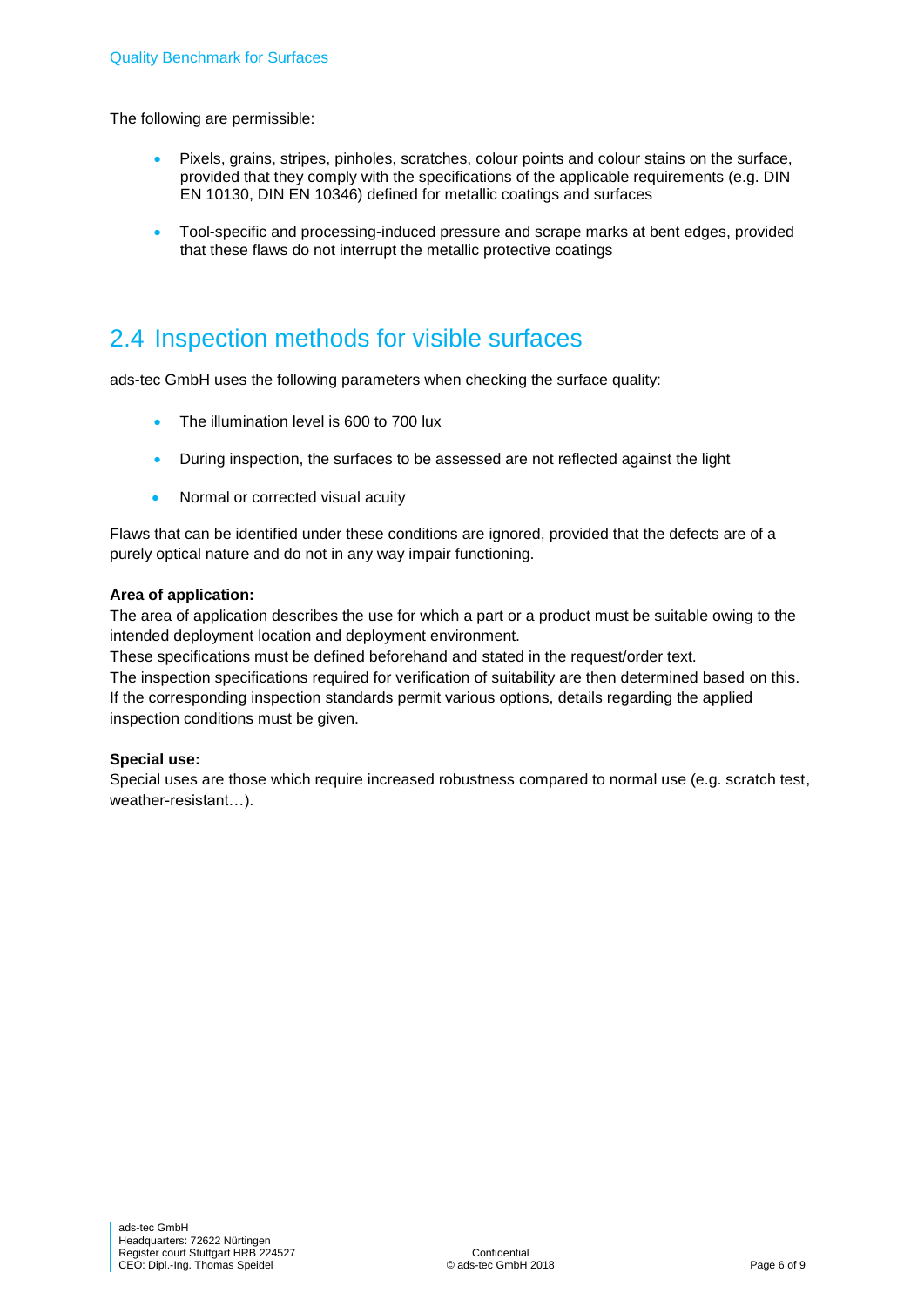The following are permissible:

- Pixels, grains, stripes, pinholes, scratches, colour points and colour stains on the surface, provided that they comply with the specifications of the applicable requirements (e.g. DIN EN 10130, DIN EN 10346) defined for metallic coatings and surfaces
- Tool-specific and processing-induced pressure and scrape marks at bent edges, provided that these flaws do not interrupt the metallic protective coatings

## 2.4 Inspection methods for visible surfaces

ads-tec GmbH uses the following parameters when checking the surface quality:

- The illumination level is 600 to 700 lux
- During inspection, the surfaces to be assessed are not reflected against the light
- Normal or corrected visual acuity

Flaws that can be identified under these conditions are ignored, provided that the defects are of a purely optical nature and do not in any way impair functioning.

**Area of application:**
The area of application describes the use for which a part or a product must be suitable owing to the intended deployment location and deployment environment.
These specifications must be defined beforehand and stated in the request/order text.
The inspection specifications required for verification of suitability are then determined based on this. If the corresponding inspection standards permit various options, details regarding the applied inspection conditions must be given.

**Special use:**
Special uses are those which require increased robustness compared to normal use (e.g. scratch test, weather-resistant…).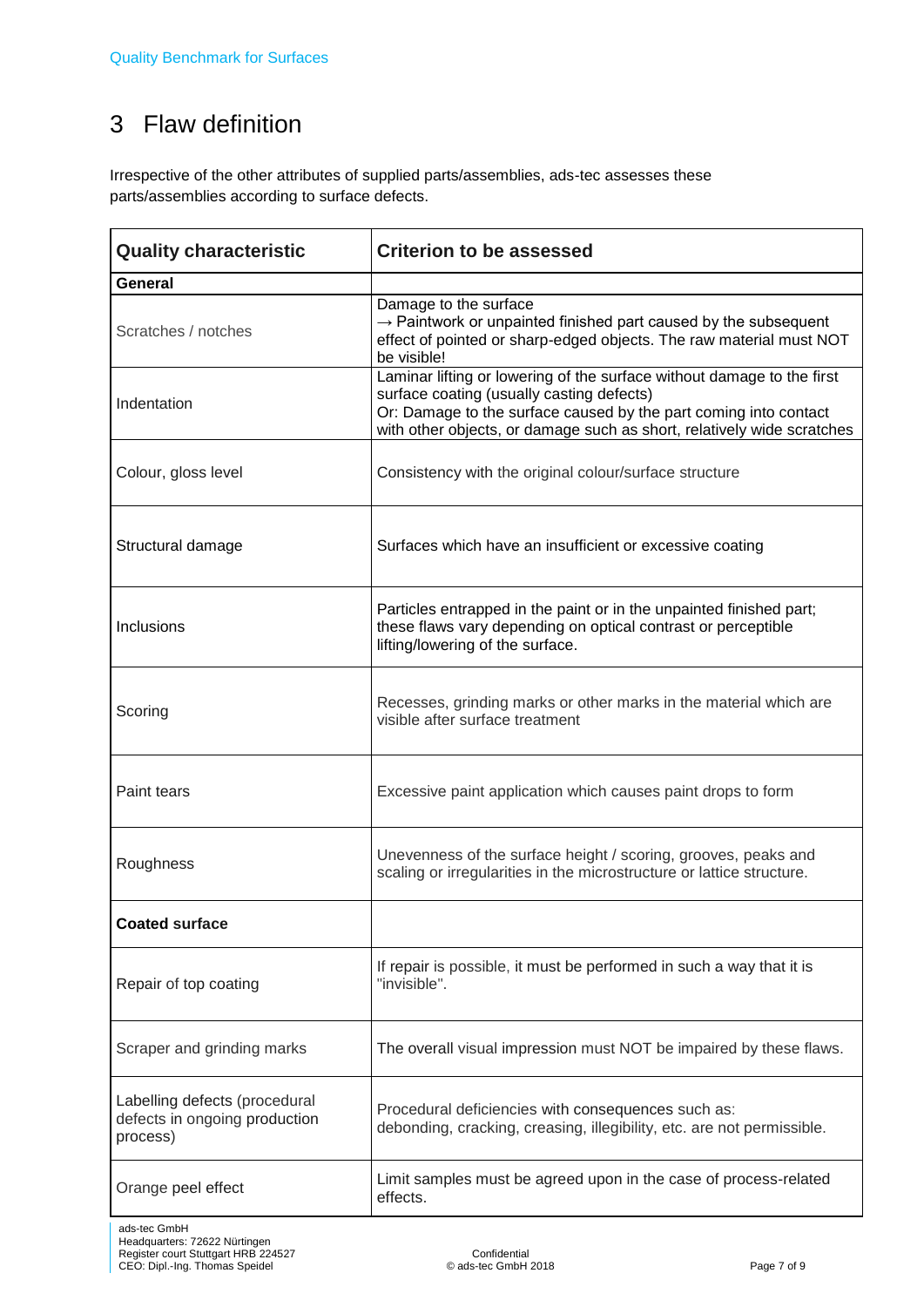# 3 Flaw definition

Irrespective of the other attributes of supplied parts/assemblies, ads-tec assesses these parts/assemblies according to surface defects.

| Quality characteristic | Criterion to be assessed |
| --- | --- |
| **General** | |
| Scratches / notches | Damage to the surface<br>→ Paintwork or unpainted finished part caused by the subsequent effect of pointed or sharp-edged objects. The raw material must NOT be visible! |
| Indentation | Laminar lifting or lowering of the surface without damage to the first surface coating (usually casting defects)<br>Or: Damage to the surface caused by the part coming into contact with other objects, or damage such as short, relatively wide scratches |
| Colour, gloss level | Consistency with the original colour/surface structure |
| Structural damage | Surfaces which have an insufficient or excessive coating |
| Inclusions | Particles entrapped in the paint or in the unpainted finished part; these flaws vary depending on optical contrast or perceptible lifting/lowering of the surface. |
| Scoring | Recesses, grinding marks or other marks in the material which are visible after surface treatment |
| Paint tears | Excessive paint application which causes paint drops to form |
| Roughness | Unevenness of the surface height / scoring, grooves, peaks and scaling or irregularities in the microstructure or lattice structure. |
| **Coated surface** | |
| Repair of top coating | If repair is possible, it must be performed in such a way that it is "invisible". |
| Scraper and grinding marks | The overall visual impression must NOT be impaired by these flaws. |
| Labelling defects (procedural defects in ongoing production process) | Procedural deficiencies with consequences such as:<br>debonding, cracking, creasing, illegibility, etc. are not permissible. |
| Orange peel effect | Limit samples must be agreed upon in the case of process-related effects. |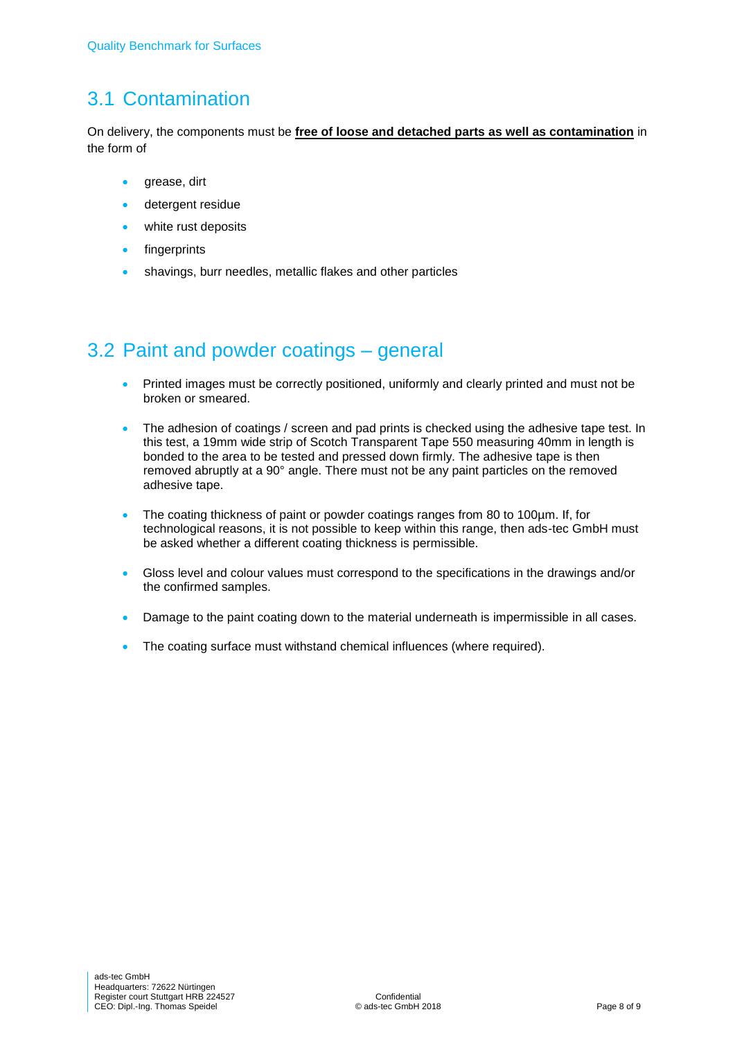## 3.1 Contamination

On delivery, the components must be **free of loose and detached parts as well as contamination** in the form of

- grease, dirt
- detergent residue
- white rust deposits
- fingerprints
- shavings, burr needles, metallic flakes and other particles

## 3.2 Paint and powder coatings – general

- Printed images must be correctly positioned, uniformly and clearly printed and must not be broken or smeared.
- The adhesion of coatings / screen and pad prints is checked using the adhesive tape test. In this test, a 19mm wide strip of Scotch Transparent Tape 550 measuring 40mm in length is bonded to the area to be tested and pressed down firmly. The adhesive tape is then removed abruptly at a 90° angle. There must not be any paint particles on the removed adhesive tape.
- The coating thickness of paint or powder coatings ranges from 80 to 100µm. If, for technological reasons, it is not possible to keep within this range, then ads-tec GmbH must be asked whether a different coating thickness is permissible.
- Gloss level and colour values must correspond to the specifications in the drawings and/or the confirmed samples.
- Damage to the paint coating down to the material underneath is impermissible in all cases.
- The coating surface must withstand chemical influences (where required).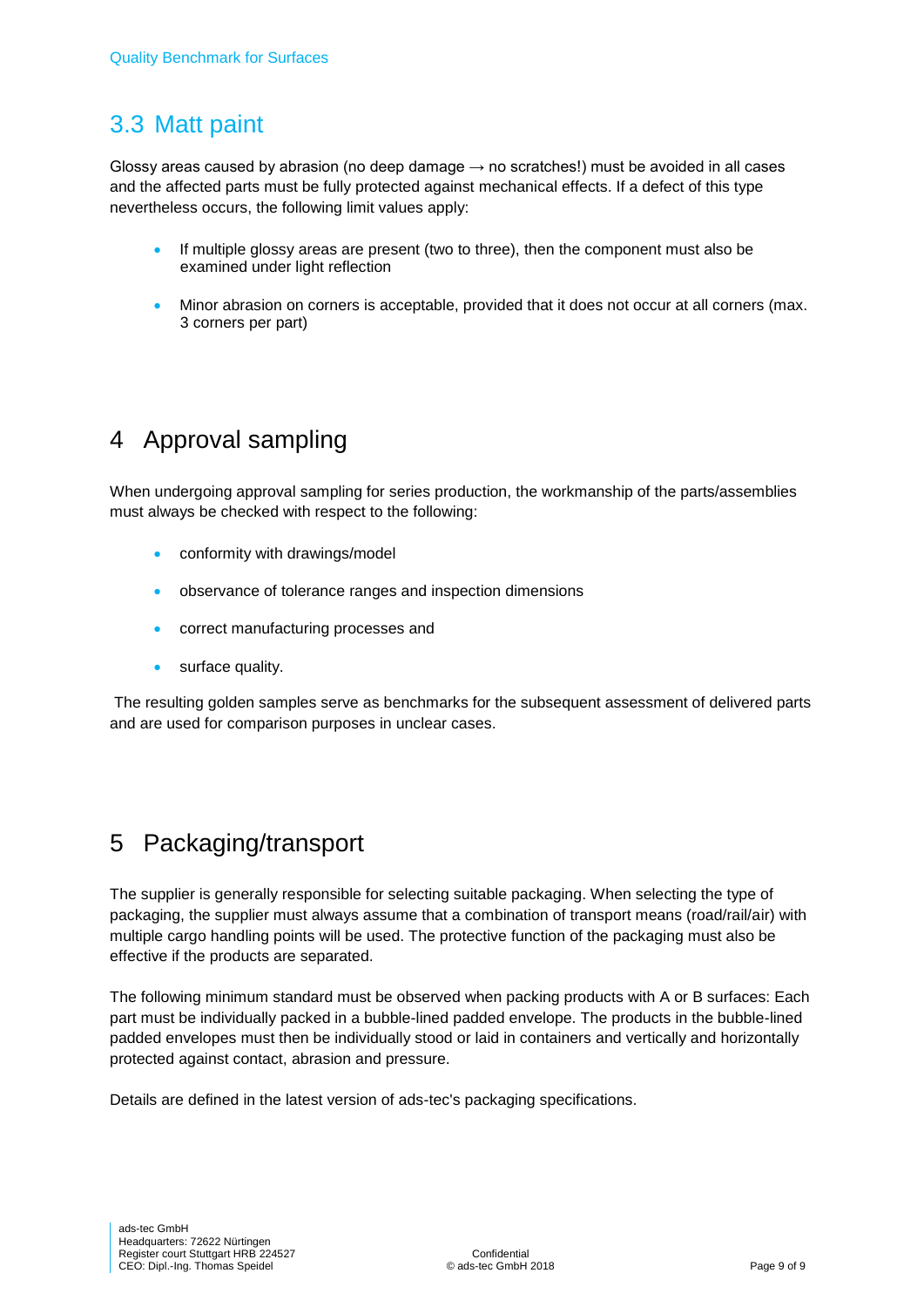## 3.3 Matt paint

Glossy areas caused by abrasion (no deep damage → no scratches!) must be avoided in all cases and the affected parts must be fully protected against mechanical effects. If a defect of this type nevertheless occurs, the following limit values apply:

- If multiple glossy areas are present (two to three), then the component must also be examined under light reflection
- Minor abrasion on corners is acceptable, provided that it does not occur at all corners (max. 3 corners per part)

# 4 Approval sampling

When undergoing approval sampling for series production, the workmanship of the parts/assemblies must always be checked with respect to the following:

- conformity with drawings/model
- observance of tolerance ranges and inspection dimensions
- correct manufacturing processes and
- surface quality.

The resulting golden samples serve as benchmarks for the subsequent assessment of delivered parts and are used for comparison purposes in unclear cases.

# 5 Packaging/transport

The supplier is generally responsible for selecting suitable packaging. When selecting the type of packaging, the supplier must always assume that a combination of transport means (road/rail/air) with multiple cargo handling points will be used. The protective function of the packaging must also be effective if the products are separated.

The following minimum standard must be observed when packing products with A or B surfaces: Each part must be individually packed in a bubble-lined padded envelope. The products in the bubble-lined padded envelopes must then be individually stood or laid in containers and vertically and horizontally protected against contact, abrasion and pressure.

Details are defined in the latest version of ads-tec's packaging specifications.